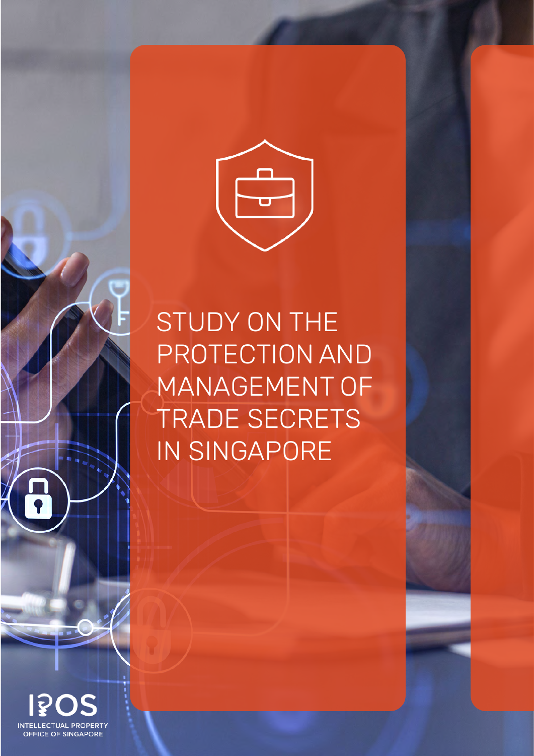# STUDY ON THE PROTECTION AND MANAGEMENT OF TRADE SECRETS IN SINGAPORE

IPOS

INTELLECTUAL PROPERTY OFFICE OF SINGAPORE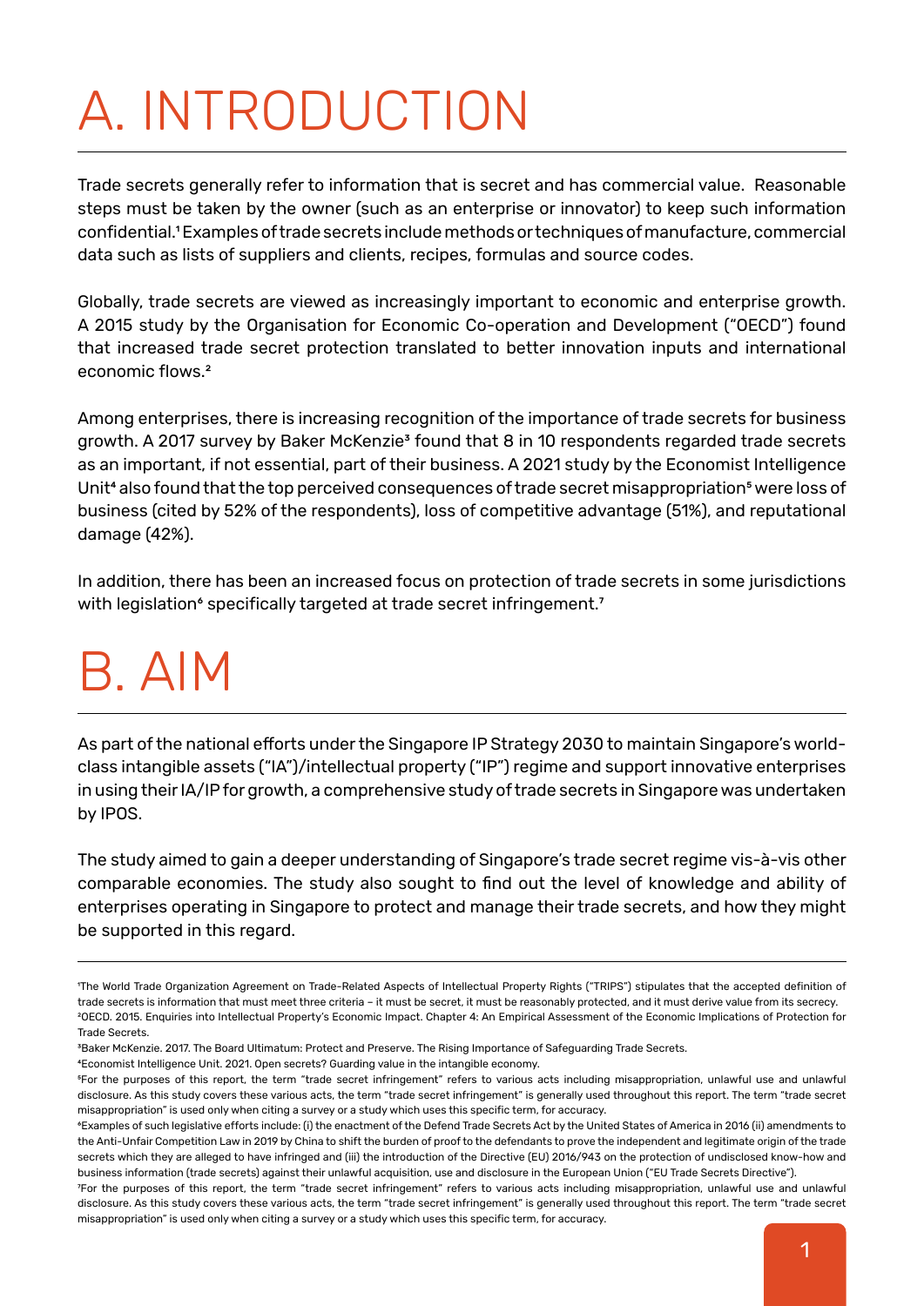# A. INTRODUCTION

Trade secrets generally refer to information that is secret and has commercial value. Reasonable steps must be taken by the owner (such as an enterprise or innovator) to keep such information confidential.[1] Examples of trade secrets include methods or techniques of manufacture, commercial data such as lists of suppliers and clients, recipes, formulas and source codes.

Globally, trade secrets are viewed as increasingly important to economic and enterprise growth. A 2015 study by the Organisation for Economic Co-operation and Development ("OECD") found that increased trade secret protection translated to better innovation inputs and international economic flows.[2]

Among enterprises, there is increasing recognition of the importance of trade secrets for business growth. A 2017 survey by Baker McKenzie[3] found that 8 in 10 respondents regarded trade secrets as an important, if not essential, part of their business. A 2021 study by the Economist Intelligence Unit[4] also found that the top perceived consequences of trade secret misappropriation[5] were loss of business (cited by 52% of the respondents), loss of competitive advantage (51%), and reputational damage (42%).

In addition, there has been an increased focus on protection of trade secrets in some jurisdictions with legislation[6] specifically targeted at trade secret infringement.[7]

# B. AIM

As part of the national efforts under the Singapore IP Strategy 2030 to maintain Singapore's world-class intangible assets ("IA")/intellectual property ("IP") regime and support innovative enterprises in using their IA/IP for growth, a comprehensive study of trade secrets in Singapore was undertaken by IPOS.

The study aimed to gain a deeper understanding of Singapore's trade secret regime vis-à-vis other comparable economies. The study also sought to find out the level of knowledge and ability of enterprises operating in Singapore to protect and manage their trade secrets, and how they might be supported in this regard.

---

[1]The World Trade Organization Agreement on Trade-Related Aspects of Intellectual Property Rights ("TRIPS") stipulates that the accepted definition of trade secrets is information that must meet three criteria – it must be secret, it must be reasonably protected, and it must derive value from its secrecy.

[2]OECD. 2015. Enquiries into Intellectual Property's Economic Impact. Chapter 4: An Empirical Assessment of the Economic Implications of Protection for Trade Secrets.

[3]Baker McKenzie. 2017. The Board Ultimatum: Protect and Preserve. The Rising Importance of Safeguarding Trade Secrets.

[4]Economist Intelligence Unit. 2021. Open secrets? Guarding value in the intangible economy.

[5]For the purposes of this report, the term "trade secret infringement" refers to various acts including misappropriation, unlawful use and unlawful disclosure. As this study covers these various acts, the term "trade secret infringement" is generally used throughout this report. The term "trade secret misappropriation" is used only when citing a survey or a study which uses this specific term, for accuracy.

[6]Examples of such legislative efforts include: (i) the enactment of the Defend Trade Secrets Act by the United States of America in 2016 (ii) amendments to the Anti-Unfair Competition Law in 2019 by China to shift the burden of proof to the defendants to prove the independent and legitimate origin of the trade secrets which they are alleged to have infringed and (iii) the introduction of the Directive (EU) 2016/943 on the protection of undisclosed know-how and business information (trade secrets) against their unlawful acquisition, use and disclosure in the European Union ("EU Trade Secrets Directive").

[7]For the purposes of this report, the term "trade secret infringement" refers to various acts including misappropriation, unlawful use and unlawful disclosure. As this study covers these various acts, the term "trade secret infringement" is generally used throughout this report. The term "trade secret misappropriation" is used only when citing a survey or a study which uses this specific term, for accuracy.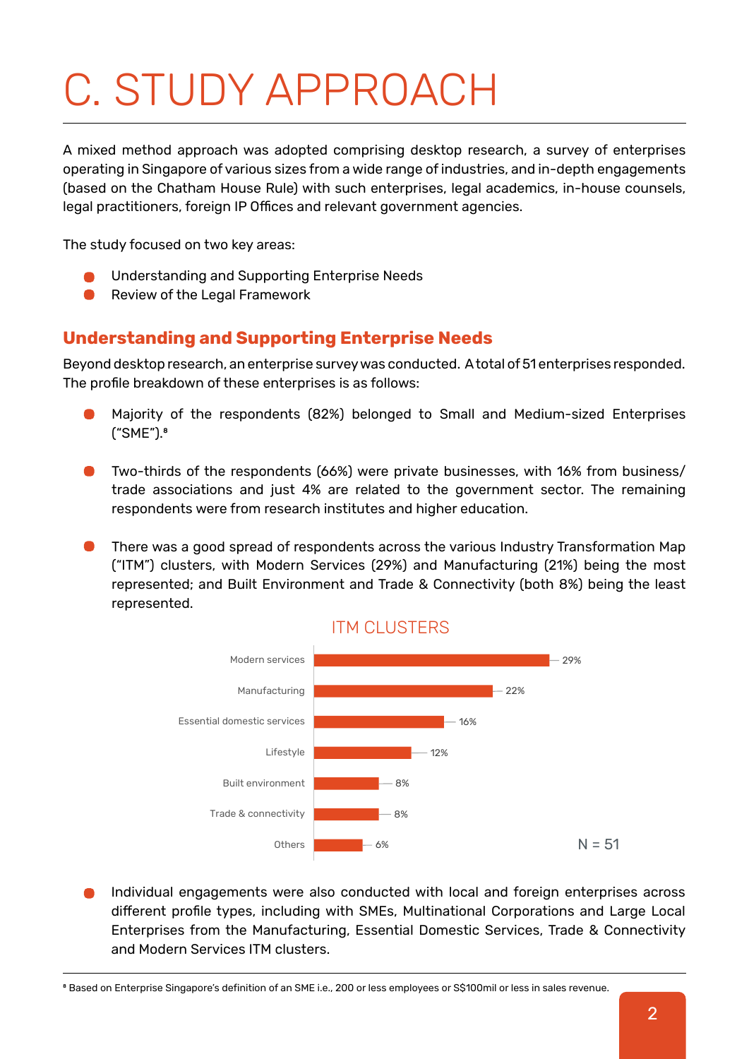# C. STUDY APPROACH

A mixed method approach was adopted comprising desktop research, a survey of enterprises operating in Singapore of various sizes from a wide range of industries, and in-depth engagements (based on the Chatham House Rule) with such enterprises, legal academics, in-house counsels, legal practitioners, foreign IP Offices and relevant government agencies.

The study focused on two key areas:

- Understanding and Supporting Enterprise Needs
- Review of the Legal Framework

## Understanding and Supporting Enterprise Needs

Beyond desktop research, an enterprise survey was conducted. A total of 51 enterprises responded. The profile breakdown of these enterprises is as follows:

- Majority of the respondents (82%) belonged to Small and Medium-sized Enterprises ("SME").[8]

- Two-thirds of the respondents (66%) were private businesses, with 16% from business/ trade associations and just 4% are related to the government sector. The remaining respondents were from research institutes and higher education.

- There was a good spread of respondents across the various Industry Transformation Map ("ITM") clusters, with Modern Services (29%) and Manufacturing (21%) being the most represented; and Built Environment and Trade & Connectivity (both 8%) being the least represented.

ITM CLUSTERS

| ITM Cluster | % |
| --- | --- |
| Modern services | 29% |
| Manufacturing | 22% |
| Essential domestic services | 16% |
| Lifestyle | 12% |
| Built environment | 8% |
| Trade & connectivity | 8% |
| Others | 6% |

N = 51

- Individual engagements were also conducted with local and foreign enterprises across different profile types, including with SMEs, Multinational Corporations and Large Local Enterprises from the Manufacturing, Essential Domestic Services, Trade & Connectivity and Modern Services ITM clusters.

[8] Based on Enterprise Singapore's definition of an SME i.e., 200 or less employees or S$100mil or less in sales revenue.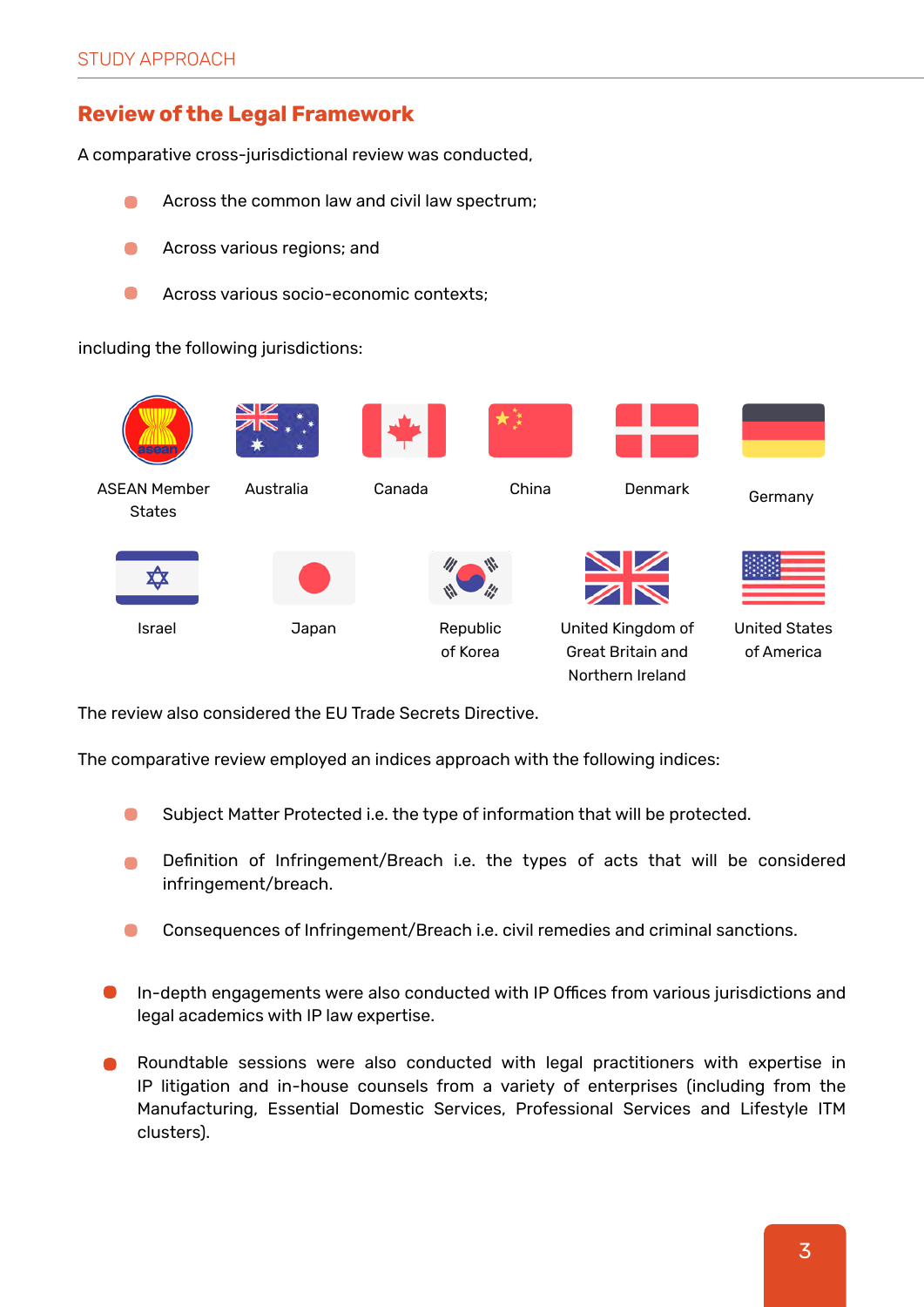## Review of the Legal Framework

A comparative cross-jurisdictional review was conducted,

- Across the common law and civil law spectrum;
- Across various regions; and
- Across various socio-economic contexts;

including the following jurisdictions:

- ASEAN Member States
- Australia
- Canada
- China
- Denmark
- Germany
- Israel
- Japan
- Republic of Korea
- United Kingdom of Great Britain and Northern Ireland
- United States of America

The review also considered the EU Trade Secrets Directive.

The comparative review employed an indices approach with the following indices:

- Subject Matter Protected i.e. the type of information that will be protected.
- Definition of Infringement/Breach i.e. the types of acts that will be considered infringement/breach.
- Consequences of Infringement/Breach i.e. civil remedies and criminal sanctions.

- In-depth engagements were also conducted with IP Offices from various jurisdictions and legal academics with IP law expertise.
- Roundtable sessions were also conducted with legal practitioners with expertise in IP litigation and in-house counsels from a variety of enterprises (including from the Manufacturing, Essential Domestic Services, Professional Services and Lifestyle ITM clusters).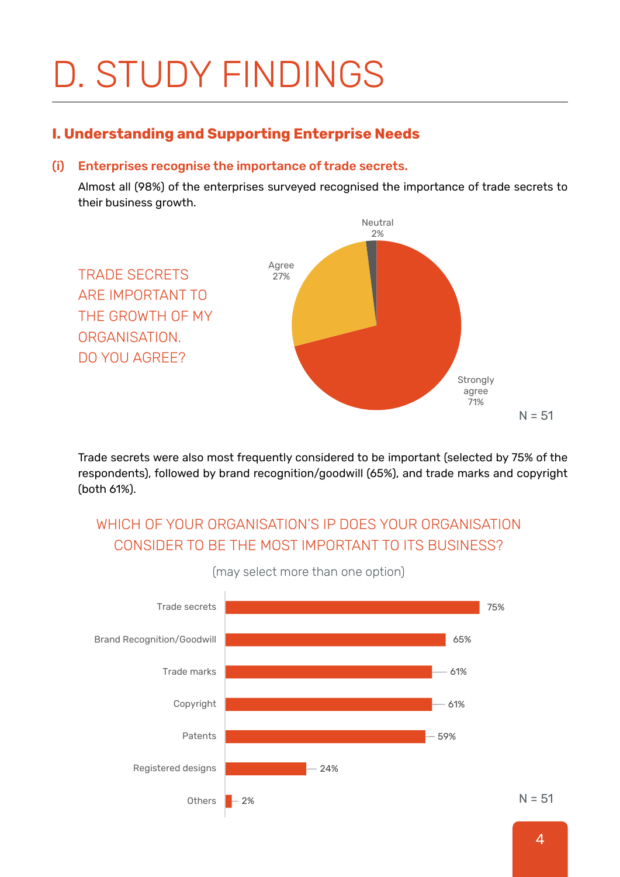# D. STUDY FINDINGS

## I. Understanding and Supporting Enterprise Needs

### (i) Enterprises recognise the importance of trade secrets.

Almost all (98%) of the enterprises surveyed recognised the importance of trade secrets to their business growth.

TRADE SECRETS ARE IMPORTANT TO THE GROWTH OF MY ORGANISATION. DO YOU AGREE?

| Response | Percentage |
|---|---|
| Strongly agree | 71% |
| Agree | 27% |
| Neutral | 2% |

N = 51

Trade secrets were also most frequently considered to be important (selected by 75% of the respondents), followed by brand recognition/goodwill (65%), and trade marks and copyright (both 61%).

WHICH OF YOUR ORGANISATION'S IP DOES YOUR ORGANISATION CONSIDER TO BE THE MOST IMPORTANT TO ITS BUSINESS?

(may select more than one option)

| IP | Percentage |
|---|---|
| Trade secrets | 75% |
| Brand Recognition/Goodwill | 65% |
| Trade marks | 61% |
| Copyright | 61% |
| Patents | 59% |
| Registered designs | 24% |
| Others | 2% |

N = 51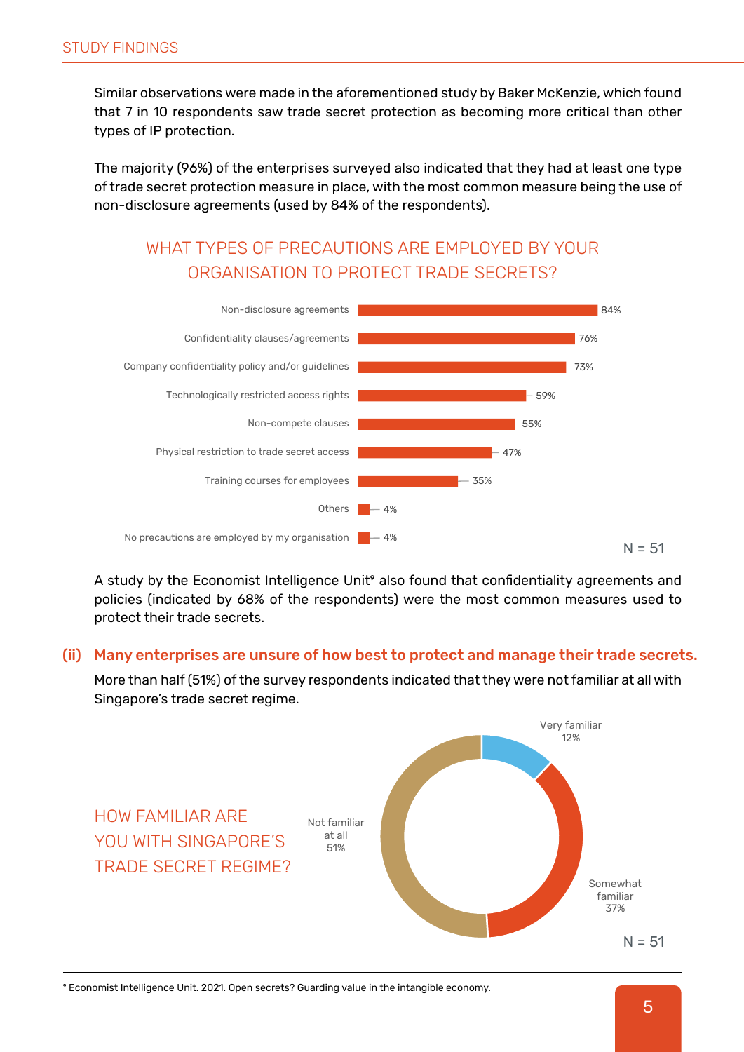Similar observations were made in the aforementioned study by Baker McKenzie, which found that 7 in 10 respondents saw trade secret protection as becoming more critical than other types of IP protection.

The majority (96%) of the enterprises surveyed also indicated that they had at least one type of trade secret protection measure in place, with the most common measure being the use of non-disclosure agreements (used by 84% of the respondents).

### WHAT TYPES OF PRECAUTIONS ARE EMPLOYED BY YOUR ORGANISATION TO PROTECT TRADE SECRETS?

| Precaution | % |
| --- | --- |
| Non-disclosure agreements | 84% |
| Confidentiality clauses/agreements | 76% |
| Company confidentiality policy and/or guidelines | 73% |
| Technologically restricted access rights | 59% |
| Non-compete clauses | 55% |
| Physical restriction to trade secret access | 47% |
| Training courses for employees | 35% |
| Others | 4% |
| No precautions are employed by my organisation | 4% |

N = 51

A study by the Economist Intelligence Unit[9] also found that confidentiality agreements and policies (indicated by 68% of the respondents) were the most common measures used to protect their trade secrets.

## (ii) Many enterprises are unsure of how best to protect and manage their trade secrets.

More than half (51%) of the survey respondents indicated that they were not familiar at all with Singapore's trade secret regime.

### HOW FAMILIAR ARE YOU WITH SINGAPORE'S TRADE SECRET REGIME?

| Familiarity | % |
| --- | --- |
| Very familiar | 12% |
| Somewhat familiar | 37% |
| Not familiar at all | 51% |

N = 51

[9] Economist Intelligence Unit. 2021. Open secrets? Guarding value in the intangible economy.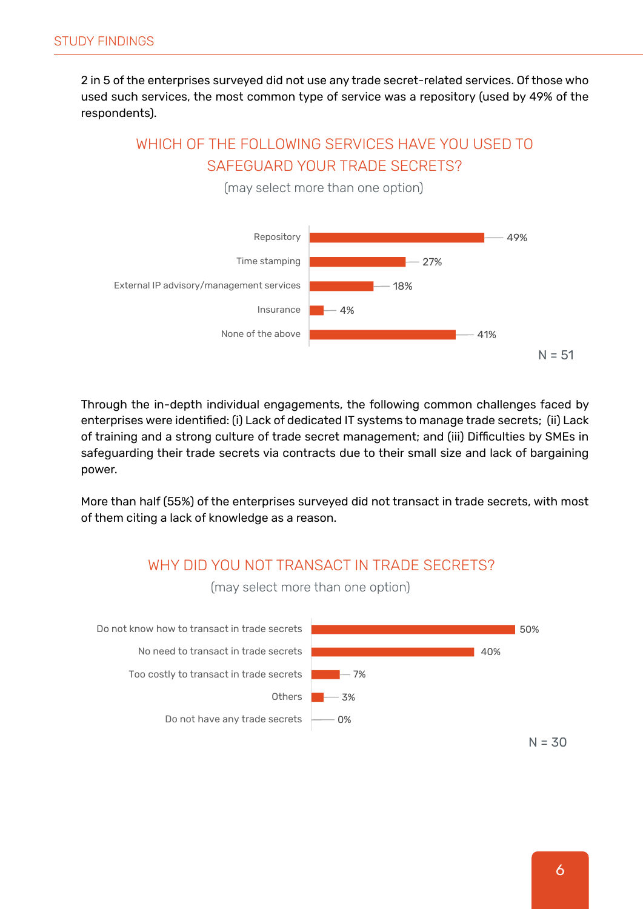2 in 5 of the enterprises surveyed did not use any trade secret-related services. Of those who used such services, the most common type of service was a repository (used by 49% of the respondents).

## WHICH OF THE FOLLOWING SERVICES HAVE YOU USED TO SAFEGUARD YOUR TRADE SECRETS?

(may select more than one option)

| Service | Percentage |
|---|---|
| Repository | 49% |
| Time stamping | 27% |
| External IP advisory/management services | 18% |
| Insurance | 4% |
| None of the above | 41% |

N = 51

Through the in-depth individual engagements, the following common challenges faced by enterprises were identified: (i) Lack of dedicated IT systems to manage trade secrets; (ii) Lack of training and a strong culture of trade secret management; and (iii) Difficulties by SMEs in safeguarding their trade secrets via contracts due to their small size and lack of bargaining power.

More than half (55%) of the enterprises surveyed did not transact in trade secrets, with most of them citing a lack of knowledge as a reason.

## WHY DID YOU NOT TRANSACT IN TRADE SECRETS?

(may select more than one option)

| Reason | Percentage |
|---|---|
| Do not know how to transact in trade secrets | 50% |
| No need to transact in trade secrets | 40% |
| Too costly to transact in trade secrets | 7% |
| Others | 3% |
| Do not have any trade secrets | 0% |

N = 30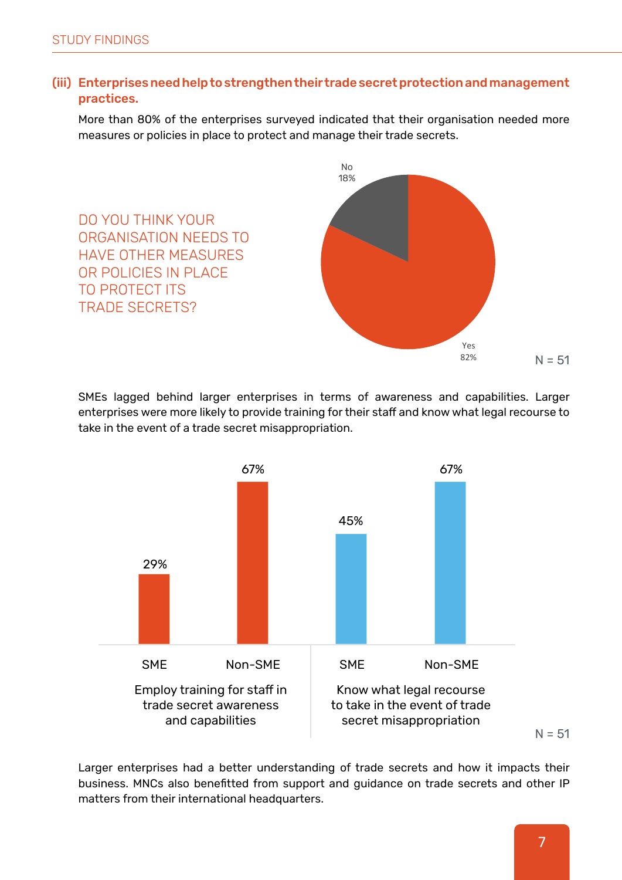### (iii) Enterprises need help to strengthen their trade secret protection and management practices.

More than 80% of the enterprises surveyed indicated that their organisation needed more measures or policies in place to protect and manage their trade secrets.

DO YOU THINK YOUR ORGANISATION NEEDS TO HAVE OTHER MEASURES OR POLICIES IN PLACE TO PROTECT ITS TRADE SECRETS?

| Response | Percentage |
|---|---|
| Yes | 82% |
| No | 18% |

N = 51

SMEs lagged behind larger enterprises in terms of awareness and capabilities. Larger enterprises were more likely to provide training for their staff and know what legal recourse to take in the event of a trade secret misappropriation.

| | SME | Non-SME |
|---|---|---|
| Employ training for staff in trade secret awareness and capabilities | 29% | 67% |
| Know what legal recourse to take in the event of trade secret misappropriation | 45% | 67% |

N = 51

Larger enterprises had a better understanding of trade secrets and how it impacts their business. MNCs also benefitted from support and guidance on trade secrets and other IP matters from their international headquarters.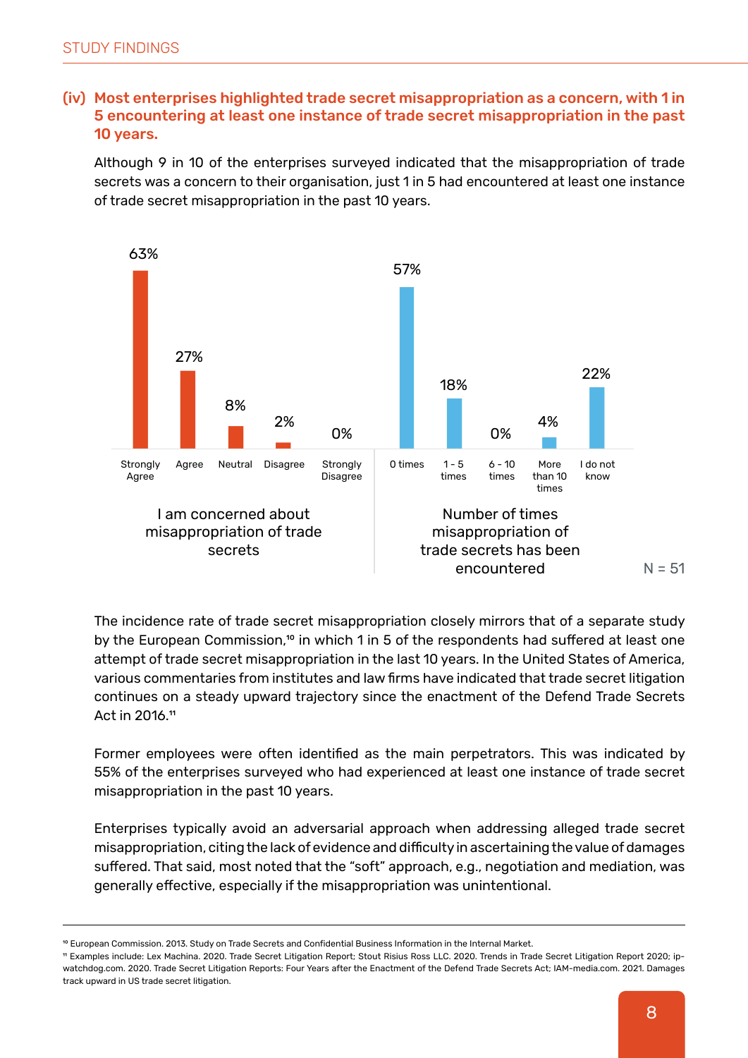### (iv) Most enterprises highlighted trade secret misappropriation as a concern, with 1 in 5 encountering at least one instance of trade secret misappropriation in the past 10 years.

Although 9 in 10 of the enterprises surveyed indicated that the misappropriation of trade secrets was a concern to their organisation, just 1 in 5 had encountered at least one instance of trade secret misappropriation in the past 10 years.

**I am concerned about misappropriation of trade secrets**

| Strongly Agree | Agree | Neutral | Disagree | Strongly Disagree |
|---|---|---|---|---|
| 63% | 27% | 8% | 2% | 0% |

**Number of times misappropriation of trade secrets has been encountered**

| 0 times | 1 - 5 times | 6 - 10 times | More than 10 times | I do not know |
|---|---|---|---|---|
| 57% | 18% | 0% | 4% | 22% |

N = 51

The incidence rate of trade secret misappropriation closely mirrors that of a separate study by the European Commission,[10] in which 1 in 5 of the respondents had suffered at least one attempt of trade secret misappropriation in the last 10 years. In the United States of America, various commentaries from institutes and law firms have indicated that trade secret litigation continues on a steady upward trajectory since the enactment of the Defend Trade Secrets Act in 2016.[11]

Former employees were often identified as the main perpetrators. This was indicated by 55% of the enterprises surveyed who had experienced at least one instance of trade secret misappropriation in the past 10 years.

Enterprises typically avoid an adversarial approach when addressing alleged trade secret misappropriation, citing the lack of evidence and difficulty in ascertaining the value of damages suffered. That said, most noted that the "soft" approach, e.g., negotiation and mediation, was generally effective, especially if the misappropriation was unintentional.

---

[10] European Commission. 2013. Study on Trade Secrets and Confidential Business Information in the Internal Market.

[11] Examples include: Lex Machina. 2020. Trade Secret Litigation Report; Stout Risius Ross LLC. 2020. Trends in Trade Secret Litigation Report 2020; ip-watchdog.com. 2020. Trade Secret Litigation Reports: Four Years after the Enactment of the Defend Trade Secrets Act; IAM-media.com. 2021. Damages track upward in US trade secret litigation.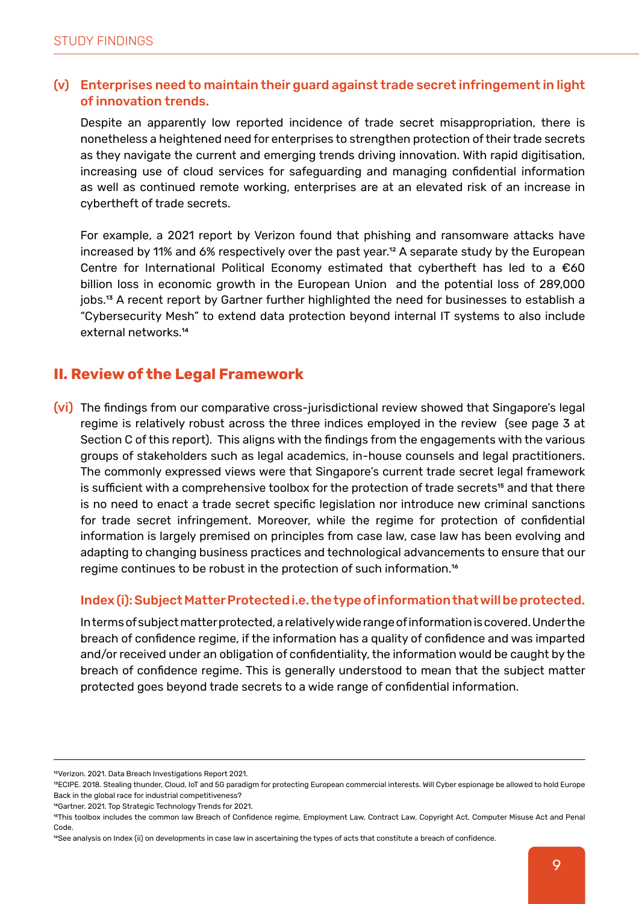### (v) Enterprises need to maintain their guard against trade secret infringement in light of innovation trends.

Despite an apparently low reported incidence of trade secret misappropriation, there is nonetheless a heightened need for enterprises to strengthen protection of their trade secrets as they navigate the current and emerging trends driving innovation. With rapid digitisation, increasing use of cloud services for safeguarding and managing confidential information as well as continued remote working, enterprises are at an elevated risk of an increase in cybertheft of trade secrets.

For example, a 2021 report by Verizon found that phishing and ransomware attacks have increased by 11% and 6% respectively over the past year.[12] A separate study by the European Centre for International Political Economy estimated that cybertheft has led to a €60 billion loss in economic growth in the European Union and the potential loss of 289,000 jobs.[13] A recent report by Gartner further highlighted the need for businesses to establish a "Cybersecurity Mesh" to extend data protection beyond internal IT systems to also include external networks.[14]

## II. Review of the Legal Framework

**(vi)** The findings from our comparative cross-jurisdictional review showed that Singapore's legal regime is relatively robust across the three indices employed in the review (see page 3 at Section C of this report). This aligns with the findings from the engagements with the various groups of stakeholders such as legal academics, in-house counsels and legal practitioners. The commonly expressed views were that Singapore's current trade secret legal framework is sufficient with a comprehensive toolbox for the protection of trade secrets[15] and that there is no need to enact a trade secret specific legislation nor introduce new criminal sanctions for trade secret infringement. Moreover, while the regime for protection of confidential information is largely premised on principles from case law, case law has been evolving and adapting to changing business practices and technological advancements to ensure that our regime continues to be robust in the protection of such information.[16]

#### Index (i): Subject Matter Protected i.e. the type of information that will be protected.

In terms of subject matter protected, a relatively wide range of information is covered. Under the breach of confidence regime, if the information has a quality of confidence and was imparted and/or received under an obligation of confidentiality, the information would be caught by the breach of confidence regime. This is generally understood to mean that the subject matter protected goes beyond trade secrets to a wide range of confidential information.

---

[12] Verizon. 2021. Data Breach Investigations Report 2021.

[13] ECIPE. 2018. Stealing thunder, Cloud, IoT and 5G paradigm for protecting European commercial interests. Will Cyber espionage be allowed to hold Europe Back in the global race for industrial competitiveness?

[14] Gartner. 2021. Top Strategic Technology Trends for 2021.

[15] This toolbox includes the common law Breach of Confidence regime, Employment Law, Contract Law, Copyright Act, Computer Misuse Act and Penal Code.

[16] See analysis on Index (ii) on developments in case law in ascertaining the types of acts that constitute a breach of confidence.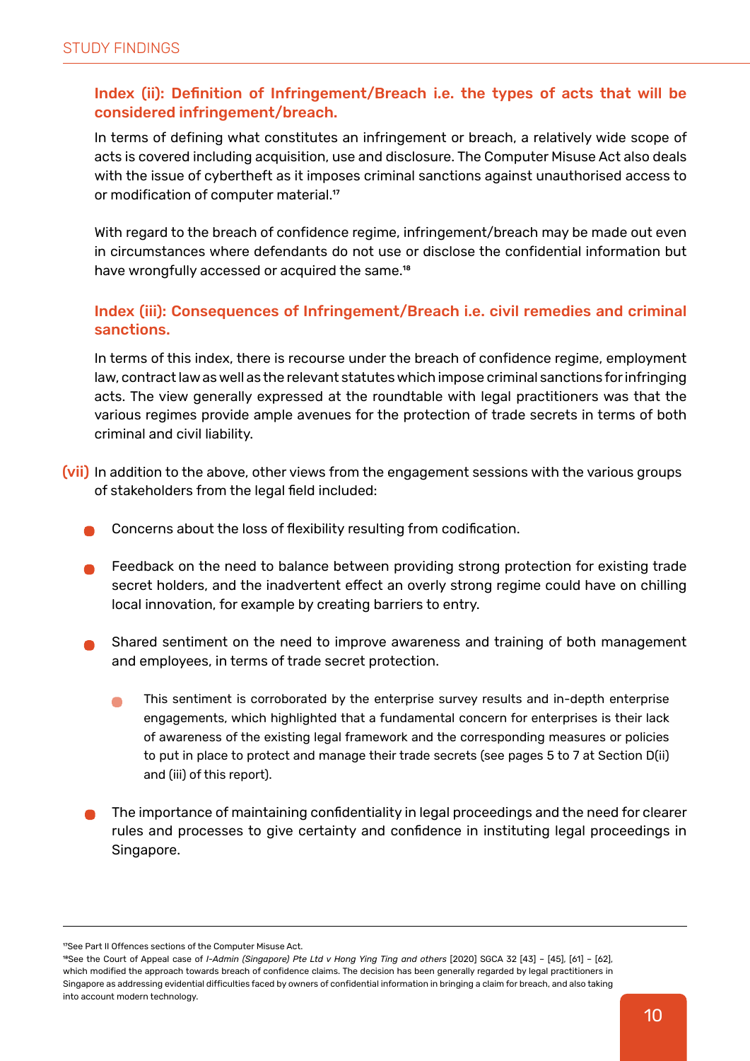### Index (ii): Definition of Infringement/Breach i.e. the types of acts that will be considered infringement/breach.

In terms of defining what constitutes an infringement or breach, a relatively wide scope of acts is covered including acquisition, use and disclosure. The Computer Misuse Act also deals with the issue of cybertheft as it imposes criminal sanctions against unauthorised access to or modification of computer material.[17]

With regard to the breach of confidence regime, infringement/breach may be made out even in circumstances where defendants do not use or disclose the confidential information but have wrongfully accessed or acquired the same.[18]

### Index (iii): Consequences of Infringement/Breach i.e. civil remedies and criminal sanctions.

In terms of this index, there is recourse under the breach of confidence regime, employment law, contract law as well as the relevant statutes which impose criminal sanctions for infringing acts. The view generally expressed at the roundtable with legal practitioners was that the various regimes provide ample avenues for the protection of trade secrets in terms of both criminal and civil liability.

**(vii)** In addition to the above, other views from the engagement sessions with the various groups of stakeholders from the legal field included:

- Concerns about the loss of flexibility resulting from codification.
- Feedback on the need to balance between providing strong protection for existing trade secret holders, and the inadvertent effect an overly strong regime could have on chilling local innovation, for example by creating barriers to entry.
- Shared sentiment on the need to improve awareness and training of both management and employees, in terms of trade secret protection.
  - This sentiment is corroborated by the enterprise survey results and in-depth enterprise engagements, which highlighted that a fundamental concern for enterprises is their lack of awareness of the existing legal framework and the corresponding measures or policies to put in place to protect and manage their trade secrets (see pages 5 to 7 at Section D(ii) and (iii) of this report).
- The importance of maintaining confidentiality in legal proceedings and the need for clearer rules and processes to give certainty and confidence in instituting legal proceedings in Singapore.

---

[17] See Part II Offences sections of the Computer Misuse Act.

[18] See the Court of Appeal case of *I-Admin (Singapore) Pte Ltd v Hong Ying Ting and others* [2020] SGCA 32 [43] – [45], [61] – [62], which modified the approach towards breach of confidence claims. The decision has been generally regarded by legal practitioners in Singapore as addressing evidential difficulties faced by owners of confidential information in bringing a claim for breach, and also taking into account modern technology.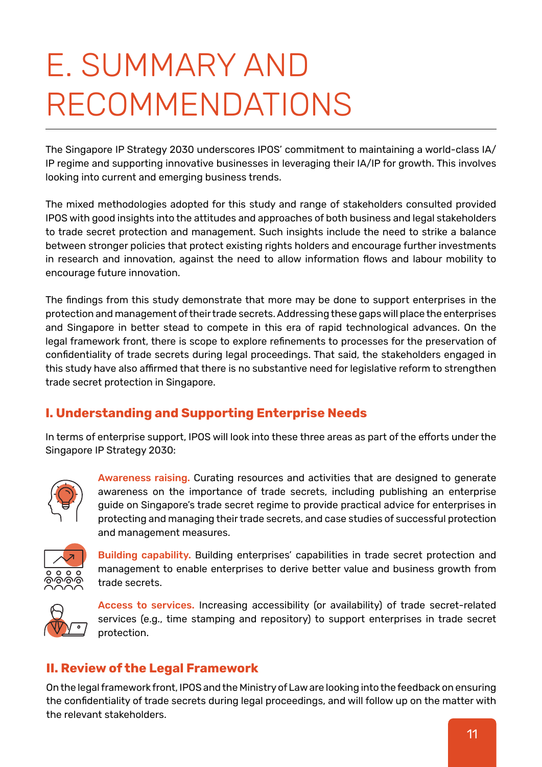# E. SUMMARY AND RECOMMENDATIONS

The Singapore IP Strategy 2030 underscores IPOS' commitment to maintaining a world-class IA/IP regime and supporting innovative businesses in leveraging their IA/IP for growth. This involves looking into current and emerging business trends.

The mixed methodologies adopted for this study and range of stakeholders consulted provided IPOS with good insights into the attitudes and approaches of both business and legal stakeholders to trade secret protection and management. Such insights include the need to strike a balance between stronger policies that protect existing rights holders and encourage further investments in research and innovation, against the need to allow information flows and labour mobility to encourage future innovation.

The findings from this study demonstrate that more may be done to support enterprises in the protection and management of their trade secrets. Addressing these gaps will place the enterprises and Singapore in better stead to compete in this era of rapid technological advances. On the legal framework front, there is scope to explore refinements to processes for the preservation of confidentiality of trade secrets during legal proceedings. That said, the stakeholders engaged in this study have also affirmed that there is no substantive need for legislative reform to strengthen trade secret protection in Singapore.

## I. Understanding and Supporting Enterprise Needs

In terms of enterprise support, IPOS will look into these three areas as part of the efforts under the Singapore IP Strategy 2030:

**Awareness raising.** Curating resources and activities that are designed to generate awareness on the importance of trade secrets, including publishing an enterprise guide on Singapore's trade secret regime to provide practical advice for enterprises in protecting and managing their trade secrets, and case studies of successful protection and management measures.

**Building capability.** Building enterprises' capabilities in trade secret protection and management to enable enterprises to derive better value and business growth from trade secrets.

**Access to services.** Increasing accessibility (or availability) of trade secret-related services (e.g., time stamping and repository) to support enterprises in trade secret protection.

## II. Review of the Legal Framework

On the legal framework front, IPOS and the Ministry of Law are looking into the feedback on ensuring the confidentiality of trade secrets during legal proceedings, and will follow up on the matter with the relevant stakeholders.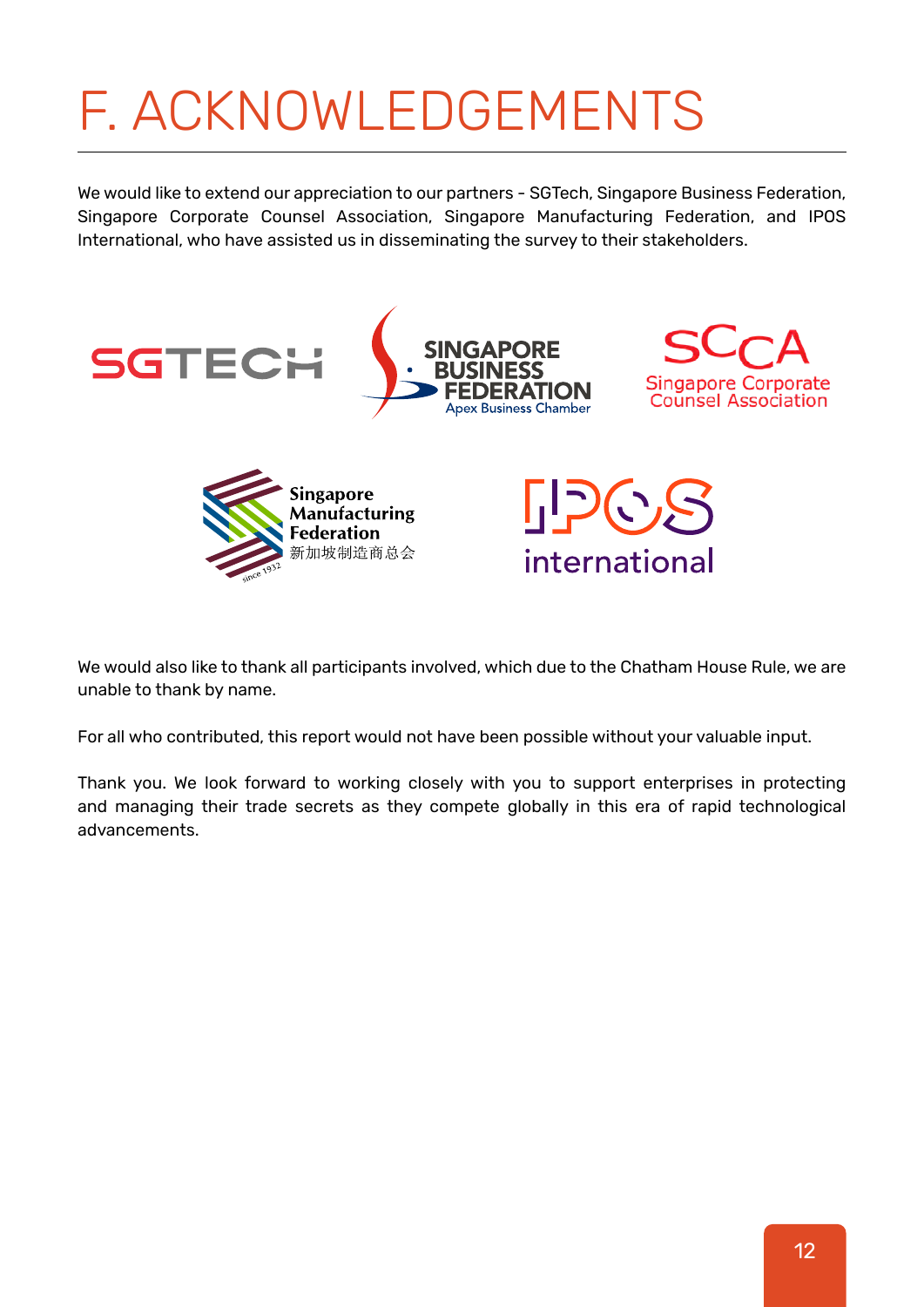# F. ACKNOWLEDGEMENTS

We would like to extend our appreciation to our partners - SGTech, Singapore Business Federation, Singapore Corporate Counsel Association, Singapore Manufacturing Federation, and IPOS International, who have assisted us in disseminating the survey to their stakeholders.

We would also like to thank all participants involved, which due to the Chatham House Rule, we are unable to thank by name.

For all who contributed, this report would not have been possible without your valuable input.

Thank you. We look forward to working closely with you to support enterprises in protecting and managing their trade secrets as they compete globally in this era of rapid technological advancements.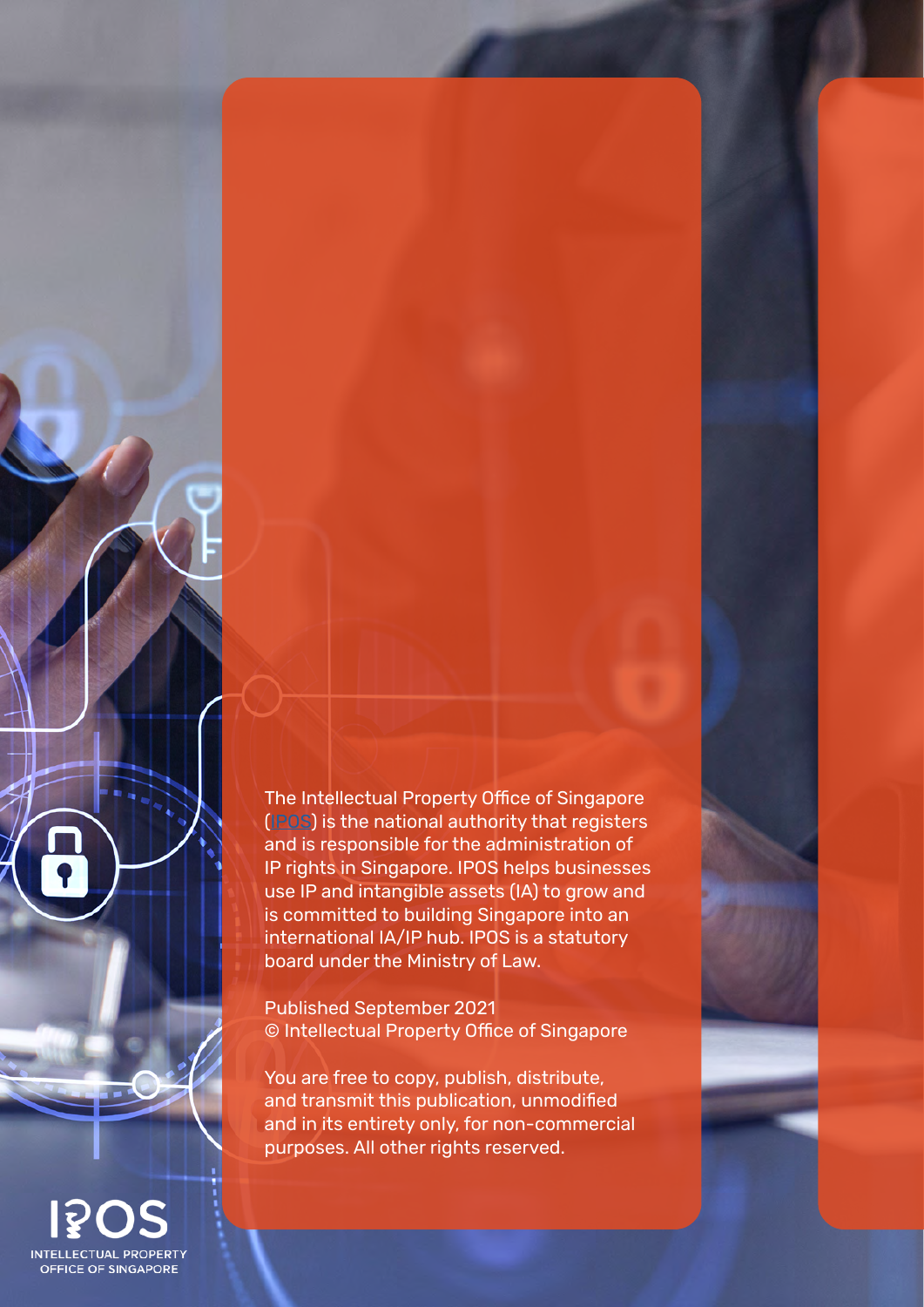The Intellectual Property Office of Singapore (IPOS) is the national authority that registers and is responsible for the administration of IP rights in Singapore. IPOS helps businesses use IP and intangible assets (IA) to grow and is committed to building Singapore into an international IA/IP hub. IPOS is a statutory board under the Ministry of Law.

Published September 2021
© Intellectual Property Office of Singapore

You are free to copy, publish, distribute, and transmit this publication, unmodified and in its entirety only, for non-commercial purposes. All other rights reserved.

IPOS
INTELLECTUAL PROPERTY OFFICE OF SINGAPORE